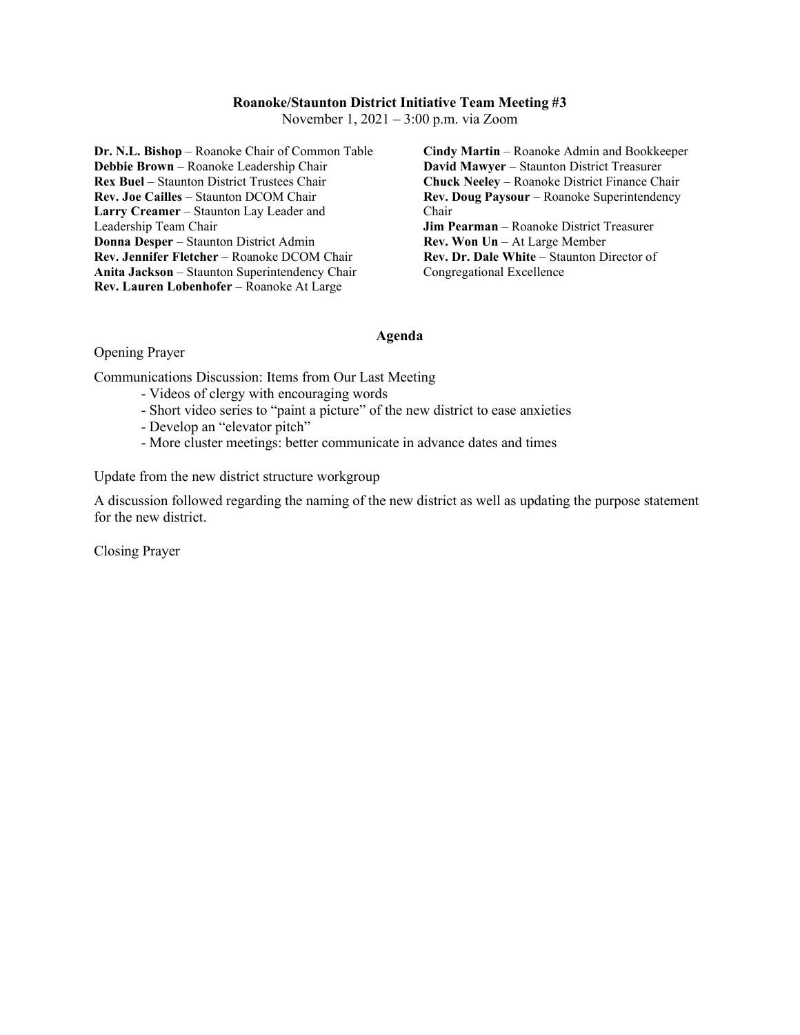**Roanoke/Staunton District Initiative Team Meeting #3**

November 1, 2021 – 3:00 p.m. via Zoom

**Dr. N.L. Bishop** – Roanoke Chair of Common Table
**Debbie Brown** – Roanoke Leadership Chair
**Rex Buel** – Staunton District Trustees Chair
**Rev. Joe Cailles** – Staunton DCOM Chair
**Larry Creamer** – Staunton Lay Leader and Leadership Team Chair
**Donna Desper** – Staunton District Admin
**Rev. Jennifer Fletcher** – Roanoke DCOM Chair
**Anita Jackson** – Staunton Superintendency Chair
**Rev. Lauren Lobenhofer** – Roanoke At Large
**Cindy Martin** – Roanoke Admin and Bookkeeper
**David Mawyer** – Staunton District Treasurer
**Chuck Neeley** – Roanoke District Finance Chair
**Rev. Doug Paysour** – Roanoke Superintendency Chair
**Jim Pearman** – Roanoke District Treasurer
**Rev. Won Un** – At Large Member
**Rev. Dr. Dale White** – Staunton Director of Congregational Excellence

**Agenda**

Opening Prayer

Communications Discussion: Items from Our Last Meeting

- Videos of clergy with encouraging words
- Short video series to "paint a picture" of the new district to ease anxieties
- Develop an "elevator pitch"
- More cluster meetings: better communicate in advance dates and times

Update from the new district structure workgroup

A discussion followed regarding the naming of the new district as well as updating the purpose statement for the new district.

Closing Prayer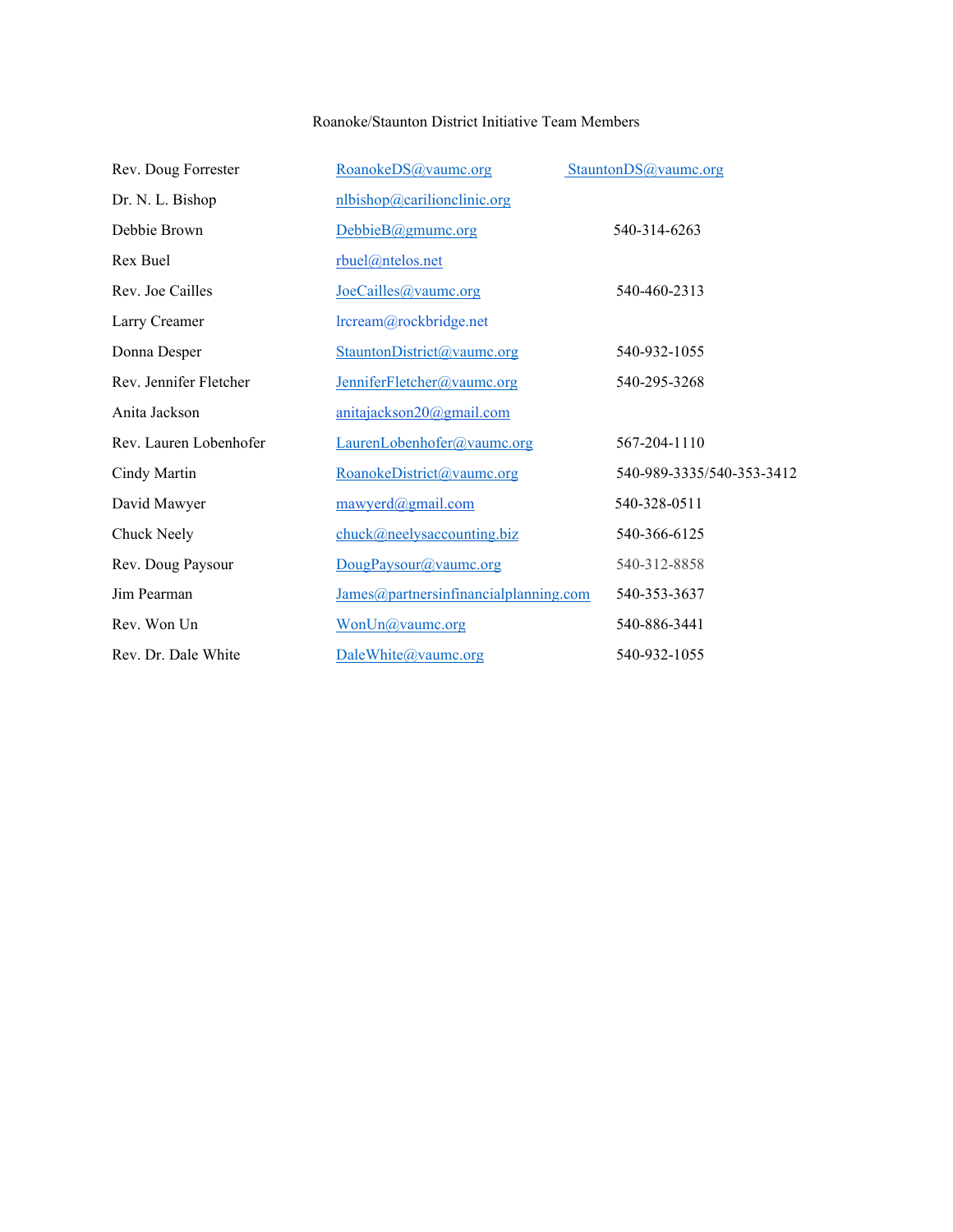Roanoke/Staunton District Initiative Team Members

| | | |
|---|---|---|
| Rev. Doug Forrester | RoanokeDS@vaumc.org | StauntonDS@vaumc.org |
| Dr. N. L. Bishop | nlbishop@carilionclinic.org | |
| Debbie Brown | DebbieB@gmumc.org | 540-314-6263 |
| Rex Buel | rbuel@ntelos.net | |
| Rev. Joe Cailles | JoeCailles@vaumc.org | 540-460-2313 |
| Larry Creamer | lrcream@rockbridge.net | |
| Donna Desper | StauntonDistrict@vaumc.org | 540-932-1055 |
| Rev. Jennifer Fletcher | JenniferFletcher@vaumc.org | 540-295-3268 |
| Anita Jackson | anitajackson20@gmail.com | |
| Rev. Lauren Lobenhofer | LaurenLobenhofer@vaumc.org | 567-204-1110 |
| Cindy Martin | RoanokeDistrict@vaumc.org | 540-989-3335/540-353-3412 |
| David Mawyer | mawyerd@gmail.com | 540-328-0511 |
| Chuck Neely | chuck@neelysaccounting.biz | 540-366-6125 |
| Rev. Doug Paysour | DougPaysour@vaumc.org | 540-312-8858 |
| Jim Pearman | James@partnersinfinancialplanning.com | 540-353-3637 |
| Rev. Won Un | WonUn@vaumc.org | 540-886-3441 |
| Rev. Dr. Dale White | DaleWhite@vaumc.org | 540-932-1055 |